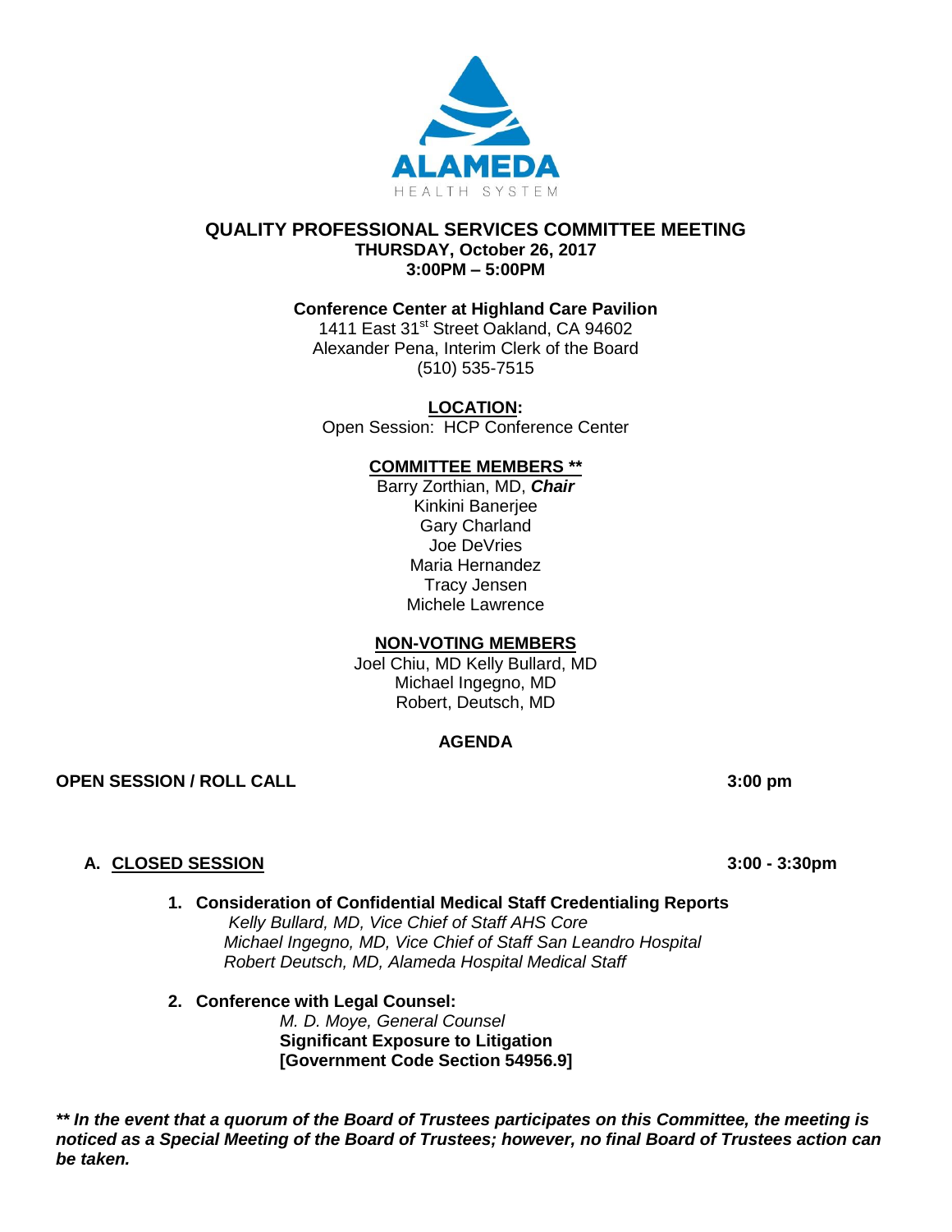ALAMEDA
HEALTH SYSTEM

# QUALITY PROFESSIONAL SERVICES COMMITTEE MEETING

**THURSDAY, October 26, 2017**
**3:00PM – 5:00PM**

**Conference Center at Highland Care Pavilion**
1411 East 31st Street Oakland, CA 94602
Alexander Pena, Interim Clerk of the Board
(510) 535-7515

**LOCATION:**
Open Session: HCP Conference Center

**COMMITTEE MEMBERS \*\***
Barry Zorthian, MD, ***Chair***
Kinkini Banerjee
Gary Charland
Joe DeVries
Maria Hernandez
Tracy Jensen
Michele Lawrence

**NON-VOTING MEMBERS**
Joel Chiu, MD Kelly Bullard, MD
Michael Ingegno, MD
Robert, Deutsch, MD

**AGENDA**

**OPEN SESSION / ROLL CALL** **3:00 pm**

**A. CLOSED SESSION** **3:00 - 3:30pm**

1. **Consideration of Confidential Medical Staff Credentialing Reports**
   *Kelly Bullard, MD, Vice Chief of Staff AHS Core*
   *Michael Ingegno, MD, Vice Chief of Staff San Leandro Hospital*
   *Robert Deutsch, MD, Alameda Hospital Medical Staff*

2. **Conference with Legal Counsel:**
   *M. D. Moye, General Counsel*
   **Significant Exposure to Litigation**
   **[Government Code Section 54956.9]**

***\*\* In the event that a quorum of the Board of Trustees participates on this Committee, the meeting is noticed as a Special Meeting of the Board of Trustees; however, no final Board of Trustees action can be taken.***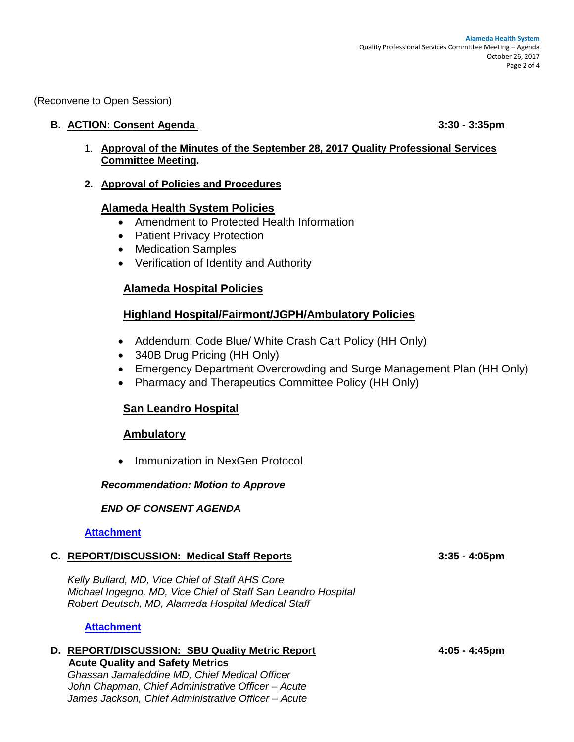(Reconvene to Open Session)

## B. ACTION: Consent Agenda — 3:30 - 3:35pm

1. **Approval of the Minutes of the September 28, 2017 Quality Professional Services Committee Meeting.**

2. **Approval of Policies and Procedures**

### Alameda Health System Policies

- Amendment to Protected Health Information
- Patient Privacy Protection
- Medication Samples
- Verification of Identity and Authority

### Alameda Hospital Policies

### Highland Hospital/Fairmont/JGPH/Ambulatory Policies

- Addendum: Code Blue/ White Crash Cart Policy (HH Only)
- 340B Drug Pricing (HH Only)
- Emergency Department Overcrowding and Surge Management Plan (HH Only)
- Pharmacy and Therapeutics Committee Policy (HH Only)

### San Leandro Hospital

### Ambulatory

- Immunization in NexGen Protocol

***Recommendation: Motion to Approve***

***END OF CONSENT AGENDA***

**Attachment**

## C. REPORT/DISCUSSION: Medical Staff Reports — 3:35 - 4:05pm

*Kelly Bullard, MD, Vice Chief of Staff AHS Core*
*Michael Ingegno, MD, Vice Chief of Staff San Leandro Hospital*
*Robert Deutsch, MD, Alameda Hospital Medical Staff*

**Attachment**

## D. REPORT/DISCUSSION: SBU Quality Metric Report — 4:05 - 4:45pm

**Acute Quality and Safety Metrics**

*Ghassan Jamaleddine MD, Chief Medical Officer*
*John Chapman, Chief Administrative Officer – Acute*
*James Jackson, Chief Administrative Officer – Acute*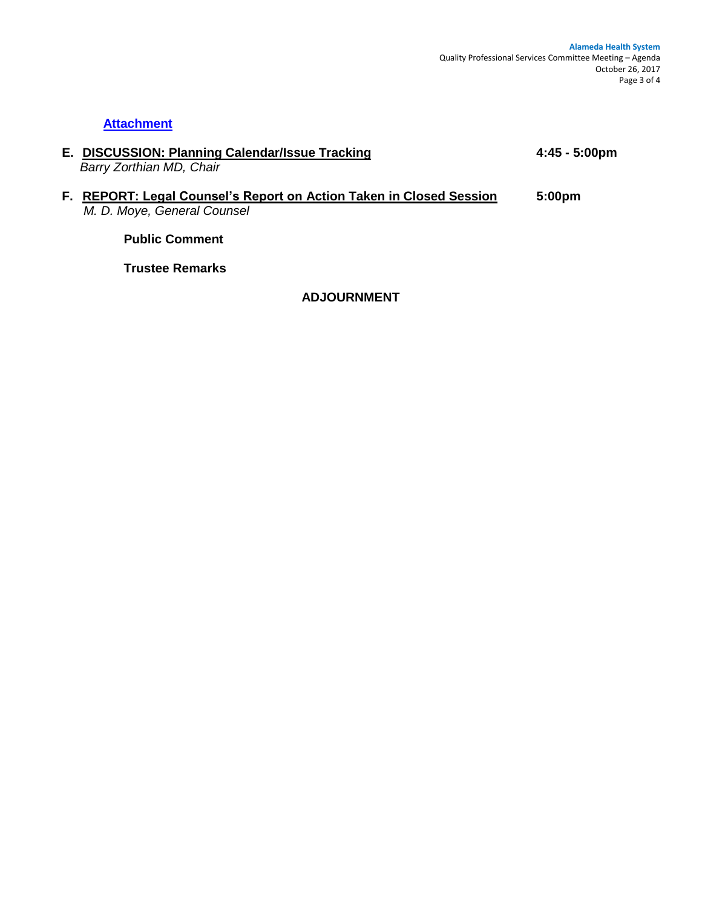**Attachment**

**E. DISCUSSION: Planning Calendar/Issue Tracking** **4:45 - 5:00pm**
*Barry Zorthian MD, Chair*

**F. REPORT: Legal Counsel's Report on Action Taken in Closed Session** **5:00pm**
*M. D. Moye, General Counsel*

**Public Comment**

**Trustee Remarks**

**ADJOURNMENT**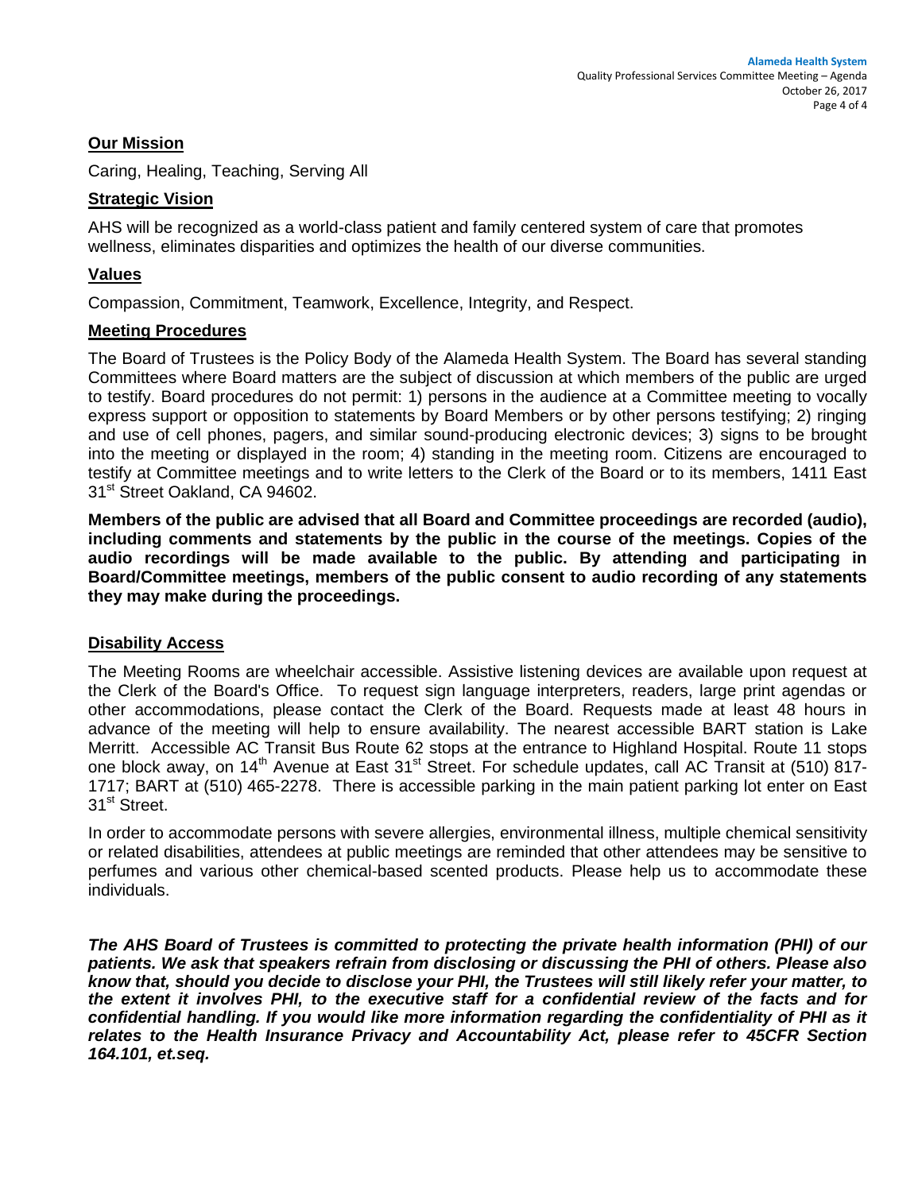## Our Mission

Caring, Healing, Teaching, Serving All

## Strategic Vision

AHS will be recognized as a world-class patient and family centered system of care that promotes wellness, eliminates disparities and optimizes the health of our diverse communities.

## Values

Compassion, Commitment, Teamwork, Excellence, Integrity, and Respect.

## Meeting Procedures

The Board of Trustees is the Policy Body of the Alameda Health System. The Board has several standing Committees where Board matters are the subject of discussion at which members of the public are urged to testify. Board procedures do not permit: 1) persons in the audience at a Committee meeting to vocally express support or opposition to statements by Board Members or by other persons testifying; 2) ringing and use of cell phones, pagers, and similar sound-producing electronic devices; 3) signs to be brought into the meeting or displayed in the room; 4) standing in the meeting room. Citizens are encouraged to testify at Committee meetings and to write letters to the Clerk of the Board or to its members, 1411 East 31st Street Oakland, CA 94602.

**Members of the public are advised that all Board and Committee proceedings are recorded (audio), including comments and statements by the public in the course of the meetings. Copies of the audio recordings will be made available to the public. By attending and participating in Board/Committee meetings, members of the public consent to audio recording of any statements they may make during the proceedings.**

## Disability Access

The Meeting Rooms are wheelchair accessible. Assistive listening devices are available upon request at the Clerk of the Board's Office. To request sign language interpreters, readers, large print agendas or other accommodations, please contact the Clerk of the Board. Requests made at least 48 hours in advance of the meeting will help to ensure availability. The nearest accessible BART station is Lake Merritt. Accessible AC Transit Bus Route 62 stops at the entrance to Highland Hospital. Route 11 stops one block away, on 14th Avenue at East 31st Street. For schedule updates, call AC Transit at (510) 817-1717; BART at (510) 465-2278. There is accessible parking in the main patient parking lot enter on East 31st Street.

In order to accommodate persons with severe allergies, environmental illness, multiple chemical sensitivity or related disabilities, attendees at public meetings are reminded that other attendees may be sensitive to perfumes and various other chemical-based scented products. Please help us to accommodate these individuals.

***The AHS Board of Trustees is committed to protecting the private health information (PHI) of our patients. We ask that speakers refrain from disclosing or discussing the PHI of others. Please also know that, should you decide to disclose your PHI, the Trustees will still likely refer your matter, to the extent it involves PHI, to the executive staff for a confidential review of the facts and for confidential handling. If you would like more information regarding the confidentiality of PHI as it relates to the Health Insurance Privacy and Accountability Act, please refer to 45CFR Section 164.101, et.seq.***